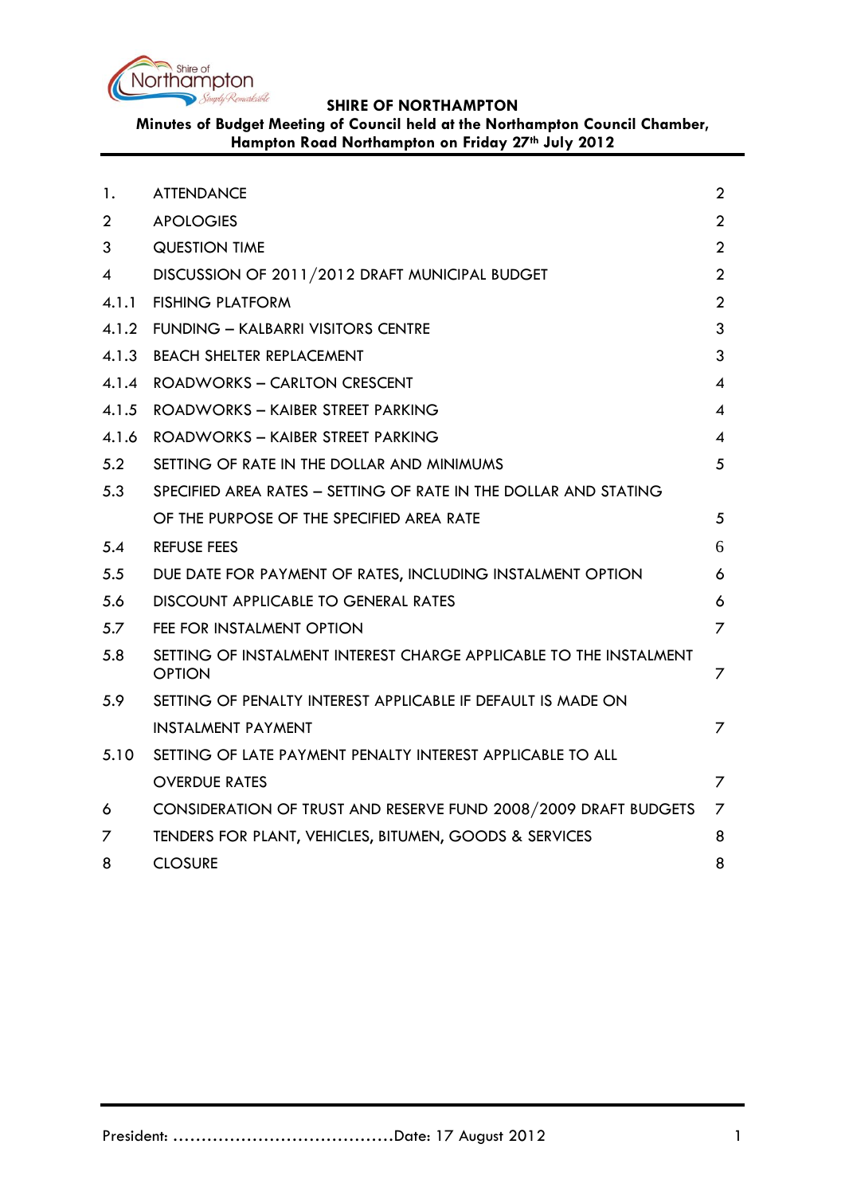**SHIRE OF NORTHAMPTON**

**Minutes of Budget Meeting of Council held at the Northampton Council Chamber, Hampton Road Northampton on Friday 27th July 2012**

| | | |
|---|---|---|
| 1. | ATTENDANCE | 2 |
| 2 | APOLOGIES | 2 |
| 3 | QUESTION TIME | 2 |
| 4 | DISCUSSION OF 2011/2012 DRAFT MUNICIPAL BUDGET | 2 |
| 4.1.1 | FISHING PLATFORM | 2 |
| 4.1.2 | FUNDING – KALBARRI VISITORS CENTRE | 3 |
| 4.1.3 | BEACH SHELTER REPLACEMENT | 3 |
| 4.1.4 | ROADWORKS – CARLTON CRESCENT | 4 |
| 4.1.5 | ROADWORKS – KAIBER STREET PARKING | 4 |
| 4.1.6 | ROADWORKS – KAIBER STREET PARKING | 4 |
| 5.2 | SETTING OF RATE IN THE DOLLAR AND MINIMUMS | 5 |
| 5.3 | SPECIFIED AREA RATES – SETTING OF RATE IN THE DOLLAR AND STATING OF THE PURPOSE OF THE SPECIFIED AREA RATE | 5 |
| 5.4 | REFUSE FEES | 6 |
| 5.5 | DUE DATE FOR PAYMENT OF RATES, INCLUDING INSTALMENT OPTION | 6 |
| 5.6 | DISCOUNT APPLICABLE TO GENERAL RATES | 6 |
| 5.7 | FEE FOR INSTALMENT OPTION | 7 |
| 5.8 | SETTING OF INSTALMENT INTEREST CHARGE APPLICABLE TO THE INSTALMENT OPTION | 7 |
| 5.9 | SETTING OF PENALTY INTEREST APPLICABLE IF DEFAULT IS MADE ON INSTALMENT PAYMENT | 7 |
| 5.10 | SETTING OF LATE PAYMENT PENALTY INTEREST APPLICABLE TO ALL OVERDUE RATES | 7 |
| 6 | CONSIDERATION OF TRUST AND RESERVE FUND 2008/2009 DRAFT BUDGETS | 7 |
| 7 | TENDERS FOR PLANT, VEHICLES, BITUMEN, GOODS & SERVICES | 8 |
| 8 | CLOSURE | 8 |

President: ……………………………………Date: 17 August 2012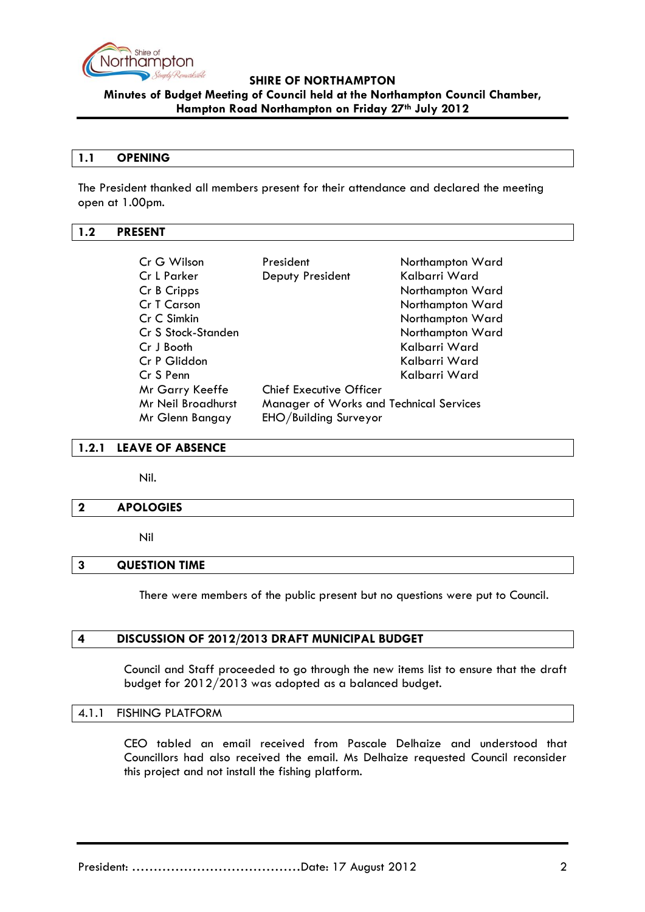**SHIRE OF NORTHAMPTON**

**Minutes of Budget Meeting of Council held at the Northampton Council Chamber, Hampton Road Northampton on Friday 27th July 2012**

## 1.1 OPENING

The President thanked all members present for their attendance and declared the meeting open at 1.00pm.

## 1.2 PRESENT

| | | |
|---|---|---|
| Cr G Wilson | President | Northampton Ward |
| Cr L Parker | Deputy President | Kalbarri Ward |
| Cr B Cripps | | Northampton Ward |
| Cr T Carson | | Northampton Ward |
| Cr C Simkin | | Northampton Ward |
| Cr S Stock-Standen | | Northampton Ward |
| Cr J Booth | | Kalbarri Ward |
| Cr P Gliddon | | Kalbarri Ward |
| Cr S Penn | | Kalbarri Ward |
| Mr Garry Keeffe | Chief Executive Officer | |
| Mr Neil Broadhurst | Manager of Works and Technical Services | |
| Mr Glenn Bangay | EHO/Building Surveyor | |

## 1.2.1 LEAVE OF ABSENCE

Nil.

## 2 APOLOGIES

Nil

## 3 QUESTION TIME

There were members of the public present but no questions were put to Council.

## 4 DISCUSSION OF 2012/2013 DRAFT MUNICIPAL BUDGET

Council and Staff proceeded to go through the new items list to ensure that the draft budget for 2012/2013 was adopted as a balanced budget.

### 4.1.1 FISHING PLATFORM

CEO tabled an email received from Pascale Delhaize and understood that Councillors had also received the email. Ms Delhaize requested Council reconsider this project and not install the fishing platform.

President: ……………………………………Date: 17 August 2012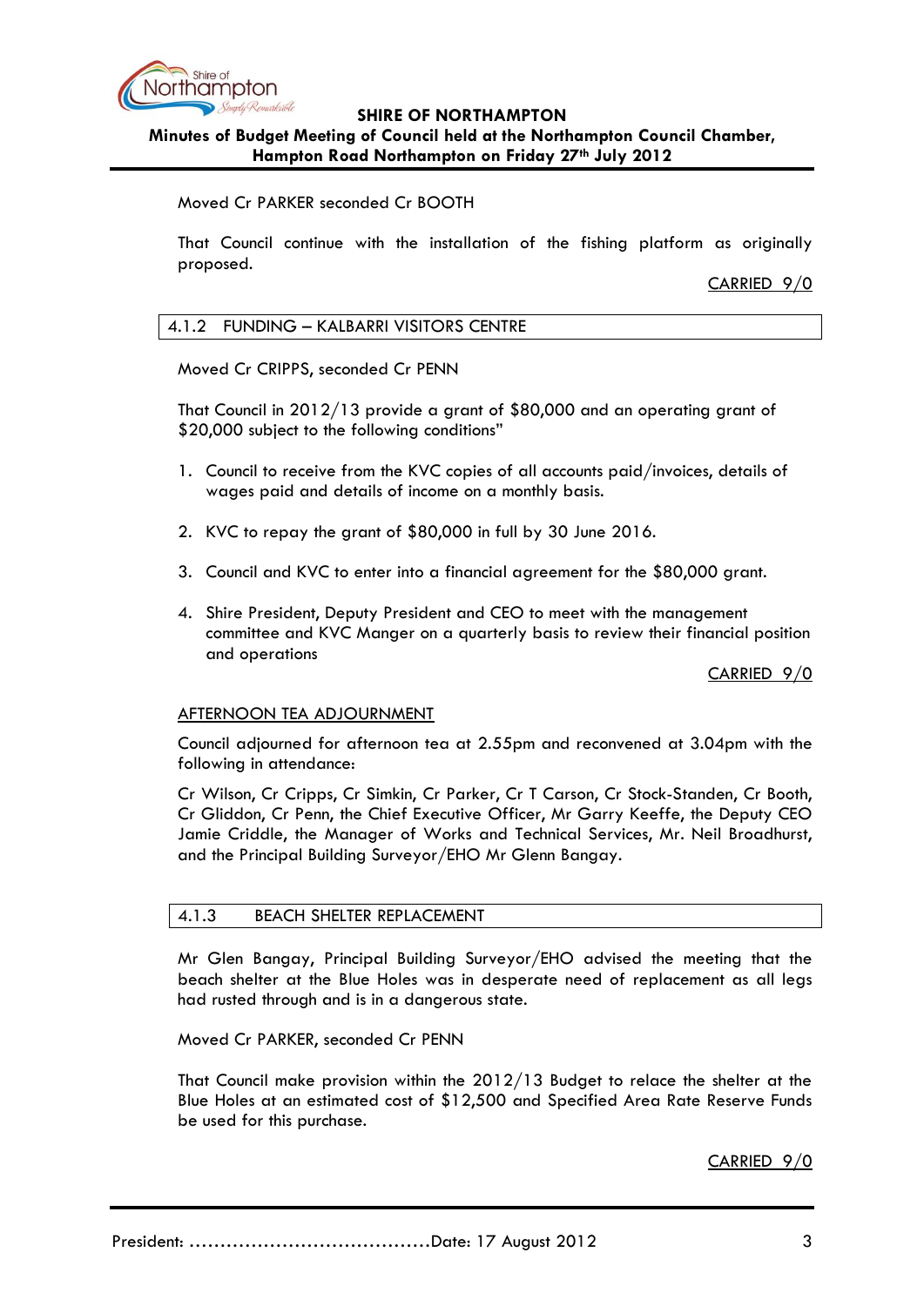Moved Cr PARKER seconded Cr BOOTH

That Council continue with the installation of the fishing platform as originally proposed.

CARRIED 9/0

### 4.1.2 FUNDING – KALBARRI VISITORS CENTRE

Moved Cr CRIPPS, seconded Cr PENN

That Council in 2012/13 provide a grant of $80,000 and an operating grant of $20,000 subject to the following conditions"

1. Council to receive from the KVC copies of all accounts paid/invoices, details of wages paid and details of income on a monthly basis.

2. KVC to repay the grant of $80,000 in full by 30 June 2016.

3. Council and KVC to enter into a financial agreement for the $80,000 grant.

4. Shire President, Deputy President and CEO to meet with the management committee and KVC Manger on a quarterly basis to review their financial position and operations

CARRIED 9/0

AFTERNOON TEA ADJOURNMENT

Council adjourned for afternoon tea at 2.55pm and reconvened at 3.04pm with the following in attendance:

Cr Wilson, Cr Cripps, Cr Simkin, Cr Parker, Cr T Carson, Cr Stock-Standen, Cr Booth, Cr Gliddon, Cr Penn, the Chief Executive Officer, Mr Garry Keeffe, the Deputy CEO Jamie Criddle, the Manager of Works and Technical Services, Mr. Neil Broadhurst, and the Principal Building Surveyor/EHO Mr Glenn Bangay.

### 4.1.3 BEACH SHELTER REPLACEMENT

Mr Glen Bangay, Principal Building Surveyor/EHO advised the meeting that the beach shelter at the Blue Holes was in desperate need of replacement as all legs had rusted through and is in a dangerous state.

Moved Cr PARKER, seconded Cr PENN

That Council make provision within the 2012/13 Budget to relace the shelter at the Blue Holes at an estimated cost of $12,500 and Specified Area Rate Reserve Funds be used for this purchase.

CARRIED 9/0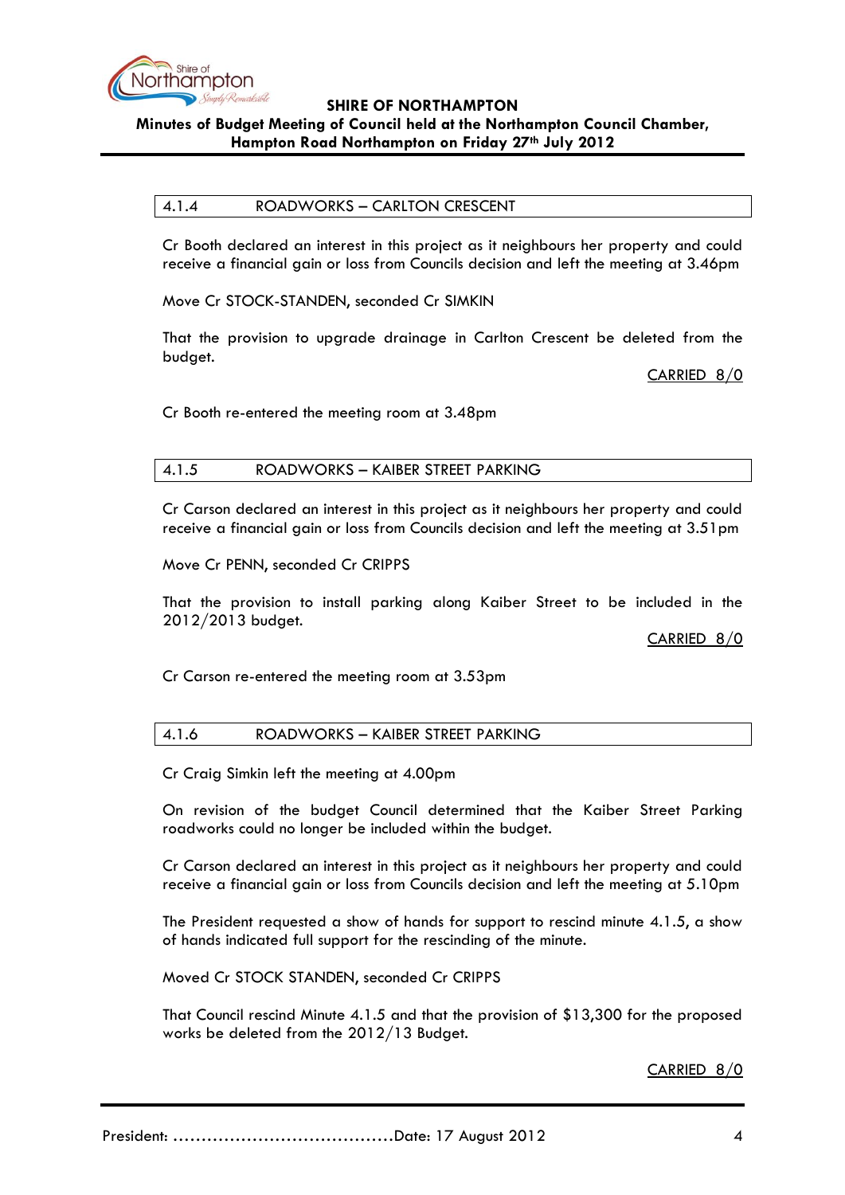| 4.1.4 | ROADWORKS – CARLTON CRESCENT |
|---|---|

Cr Booth declared an interest in this project as it neighbours her property and could receive a financial gain or loss from Councils decision and left the meeting at 3.46pm

Move Cr STOCK-STANDEN, seconded Cr SIMKIN

That the provision to upgrade drainage in Carlton Crescent be deleted from the budget.

CARRIED 8/0

Cr Booth re-entered the meeting room at 3.48pm

| 4.1.5 | ROADWORKS – KAIBER STREET PARKING |
|---|---|

Cr Carson declared an interest in this project as it neighbours her property and could receive a financial gain or loss from Councils decision and left the meeting at 3.51pm

Move Cr PENN, seconded Cr CRIPPS

That the provision to install parking along Kaiber Street to be included in the 2012/2013 budget.

CARRIED 8/0

Cr Carson re-entered the meeting room at 3.53pm

| 4.1.6 | ROADWORKS – KAIBER STREET PARKING |
|---|---|

Cr Craig Simkin left the meeting at 4.00pm

On revision of the budget Council determined that the Kaiber Street Parking roadworks could no longer be included within the budget.

Cr Carson declared an interest in this project as it neighbours her property and could receive a financial gain or loss from Councils decision and left the meeting at 5.10pm

The President requested a show of hands for support to rescind minute 4.1.5, a show of hands indicated full support for the rescinding of the minute.

Moved Cr STOCK STANDEN, seconded Cr CRIPPS

That Council rescind Minute 4.1.5 and that the provision of $13,300 for the proposed works be deleted from the 2012/13 Budget.

CARRIED 8/0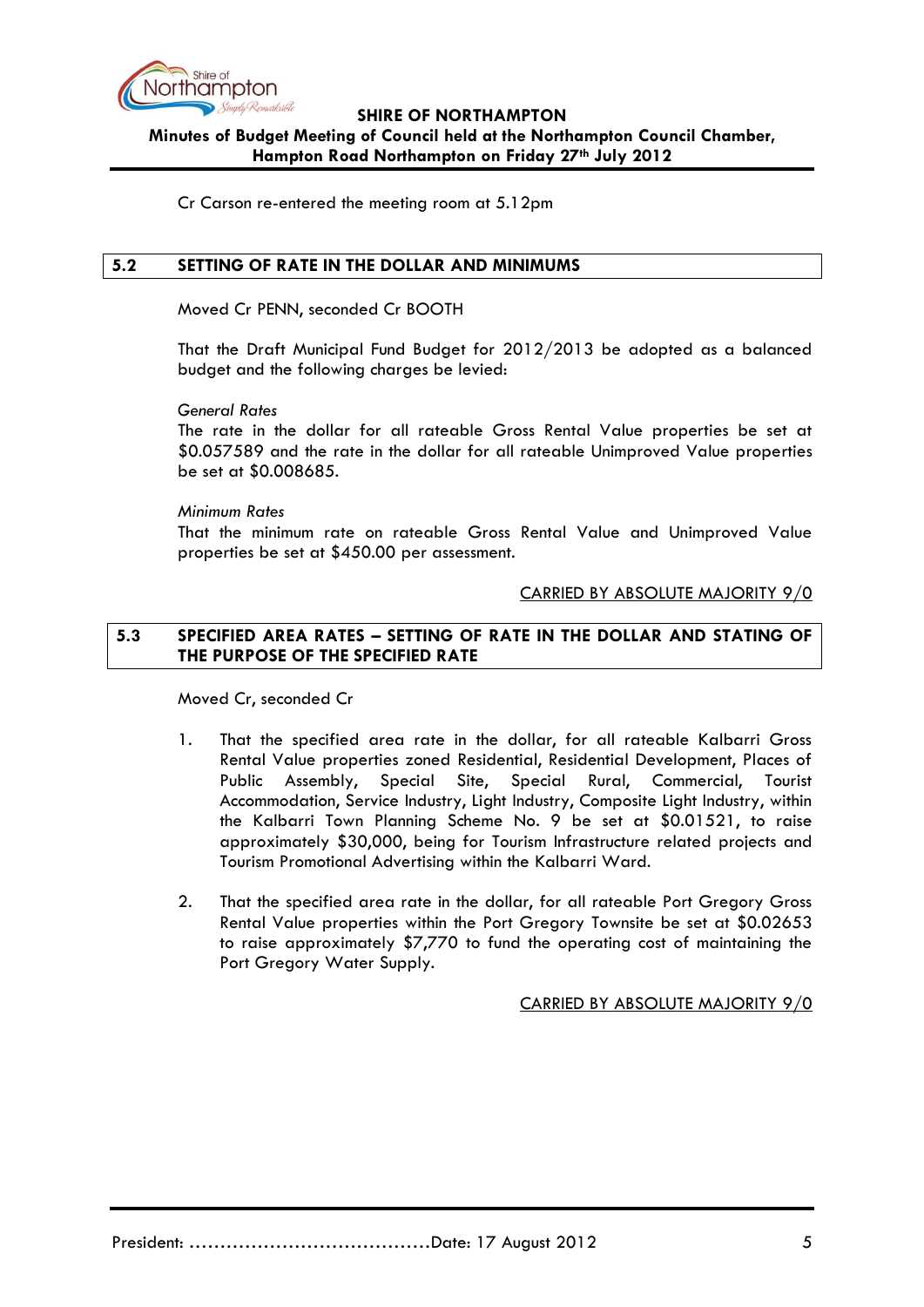Cr Carson re-entered the meeting room at 5.12pm

## 5.2 SETTING OF RATE IN THE DOLLAR AND MINIMUMS

Moved Cr PENN, seconded Cr BOOTH

That the Draft Municipal Fund Budget for 2012/2013 be adopted as a balanced budget and the following charges be levied:

*General Rates*
The rate in the dollar for all rateable Gross Rental Value properties be set at $0.057589 and the rate in the dollar for all rateable Unimproved Value properties be set at $0.008685.

*Minimum Rates*
That the minimum rate on rateable Gross Rental Value and Unimproved Value properties be set at $450.00 per assessment.

CARRIED BY ABSOLUTE MAJORITY 9/0

## 5.3 SPECIFIED AREA RATES – SETTING OF RATE IN THE DOLLAR AND STATING OF THE PURPOSE OF THE SPECIFIED RATE

Moved Cr, seconded Cr

1. That the specified area rate in the dollar, for all rateable Kalbarri Gross Rental Value properties zoned Residential, Residential Development, Places of Public Assembly, Special Site, Special Rural, Commercial, Tourist Accommodation, Service Industry, Light Industry, Composite Light Industry, within the Kalbarri Town Planning Scheme No. 9 be set at $0.01521, to raise approximately $30,000, being for Tourism Infrastructure related projects and Tourism Promotional Advertising within the Kalbarri Ward.

2. That the specified area rate in the dollar, for all rateable Port Gregory Gross Rental Value properties within the Port Gregory Townsite be set at $0.02653 to raise approximately $7,770 to fund the operating cost of maintaining the Port Gregory Water Supply.

CARRIED BY ABSOLUTE MAJORITY 9/0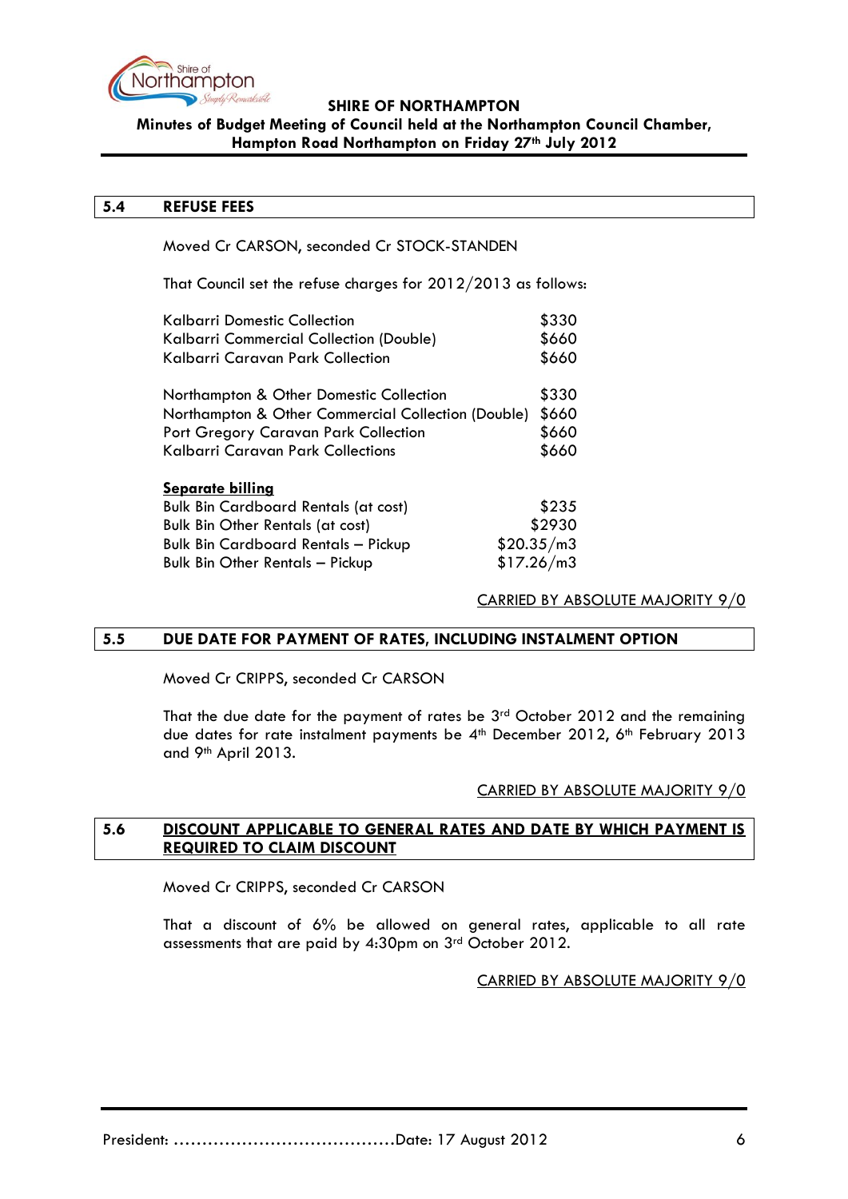## 5.4 REFUSE FEES

Moved Cr CARSON, seconded Cr STOCK-STANDEN

That Council set the refuse charges for 2012/2013 as follows:

| | |
|---|---|
| Kalbarri Domestic Collection | $330 |
| Kalbarri Commercial Collection (Double) | $660 |
| Kalbarri Caravan Park Collection | $660 |
| | |
| Northampton & Other Domestic Collection | $330 |
| Northampton & Other Commercial Collection (Double) | $660 |
| Port Gregory Caravan Park Collection | $660 |
| Kalbarri Caravan Park Collections | $660 |
| | |
| **<u>Separate billing</u>** | |
| Bulk Bin Cardboard Rentals (at cost) | $235 |
| Bulk Bin Other Rentals (at cost) | $2930 |
| Bulk Bin Cardboard Rentals – Pickup | $20.35/m3 |
| Bulk Bin Other Rentals – Pickup | $17.26/m3 |

CARRIED BY ABSOLUTE MAJORITY 9/0

## 5.5 DUE DATE FOR PAYMENT OF RATES, INCLUDING INSTALMENT OPTION

Moved Cr CRIPPS, seconded Cr CARSON

That the due date for the payment of rates be 3rd October 2012 and the remaining due dates for rate instalment payments be 4th December 2012, 6th February 2013 and 9th April 2013.

CARRIED BY ABSOLUTE MAJORITY 9/0

## 5.6 DISCOUNT APPLICABLE TO GENERAL RATES AND DATE BY WHICH PAYMENT IS REQUIRED TO CLAIM DISCOUNT

Moved Cr CRIPPS, seconded Cr CARSON

That a discount of 6% be allowed on general rates, applicable to all rate assessments that are paid by 4:30pm on 3rd October 2012.

CARRIED BY ABSOLUTE MAJORITY 9/0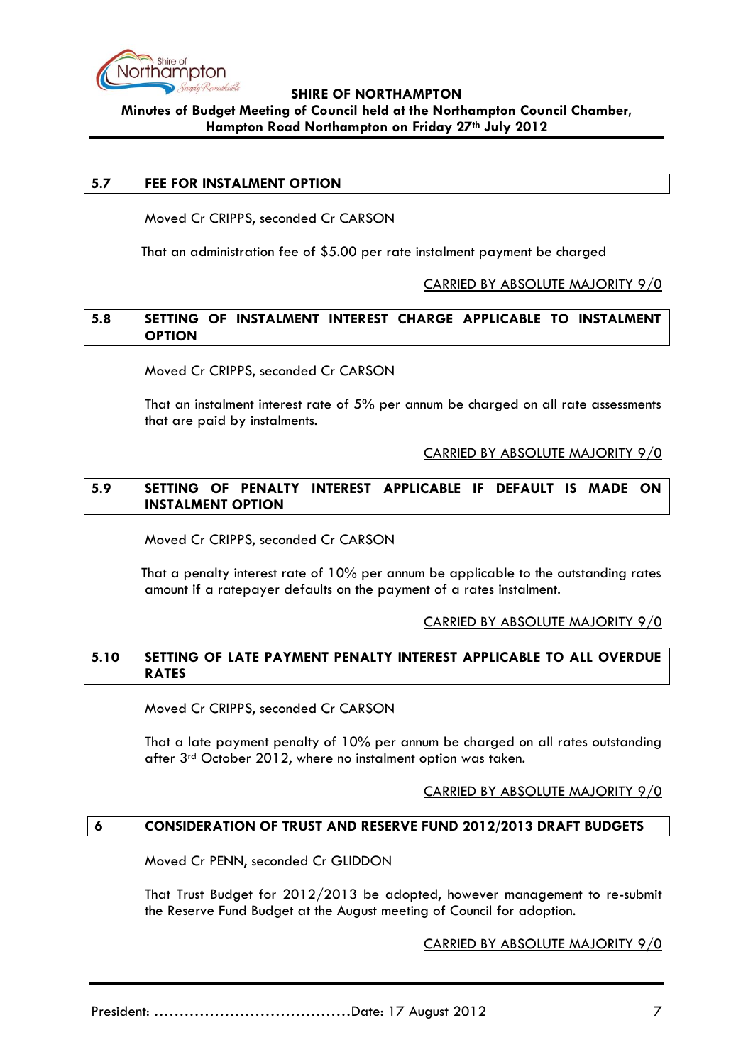## 5.7 FEE FOR INSTALMENT OPTION

Moved Cr CRIPPS, seconded Cr CARSON

That an administration fee of $5.00 per rate instalment payment be charged

CARRIED BY ABSOLUTE MAJORITY 9/0

## 5.8 SETTING OF INSTALMENT INTEREST CHARGE APPLICABLE TO INSTALMENT OPTION

Moved Cr CRIPPS, seconded Cr CARSON

That an instalment interest rate of 5% per annum be charged on all rate assessments that are paid by instalments.

CARRIED BY ABSOLUTE MAJORITY 9/0

## 5.9 SETTING OF PENALTY INTEREST APPLICABLE IF DEFAULT IS MADE ON INSTALMENT OPTION

Moved Cr CRIPPS, seconded Cr CARSON

That a penalty interest rate of 10% per annum be applicable to the outstanding rates amount if a ratepayer defaults on the payment of a rates instalment.

CARRIED BY ABSOLUTE MAJORITY 9/0

## 5.10 SETTING OF LATE PAYMENT PENALTY INTEREST APPLICABLE TO ALL OVERDUE RATES

Moved Cr CRIPPS, seconded Cr CARSON

That a late payment penalty of 10% per annum be charged on all rates outstanding after 3rd October 2012, where no instalment option was taken.

CARRIED BY ABSOLUTE MAJORITY 9/0

## 6 CONSIDERATION OF TRUST AND RESERVE FUND 2012/2013 DRAFT BUDGETS

Moved Cr PENN, seconded Cr GLIDDON

That Trust Budget for 2012/2013 be adopted, however management to re-submit the Reserve Fund Budget at the August meeting of Council for adoption.

CARRIED BY ABSOLUTE MAJORITY 9/0

President: ………………………………….Date: 17 August 2012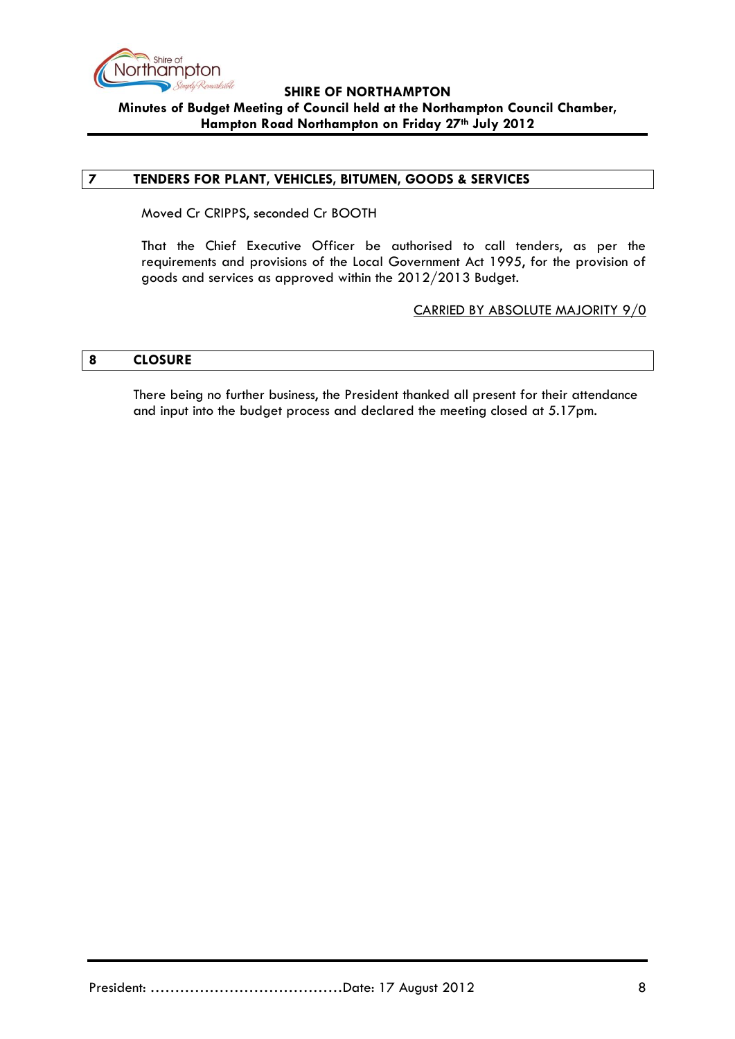## 7 TENDERS FOR PLANT, VEHICLES, BITUMEN, GOODS & SERVICES

Moved Cr CRIPPS, seconded Cr BOOTH

That the Chief Executive Officer be authorised to call tenders, as per the requirements and provisions of the Local Government Act 1995, for the provision of goods and services as approved within the 2012/2013 Budget.

CARRIED BY ABSOLUTE MAJORITY 9/0

## 8 CLOSURE

There being no further business, the President thanked all present for their attendance and input into the budget process and declared the meeting closed at 5.17pm.